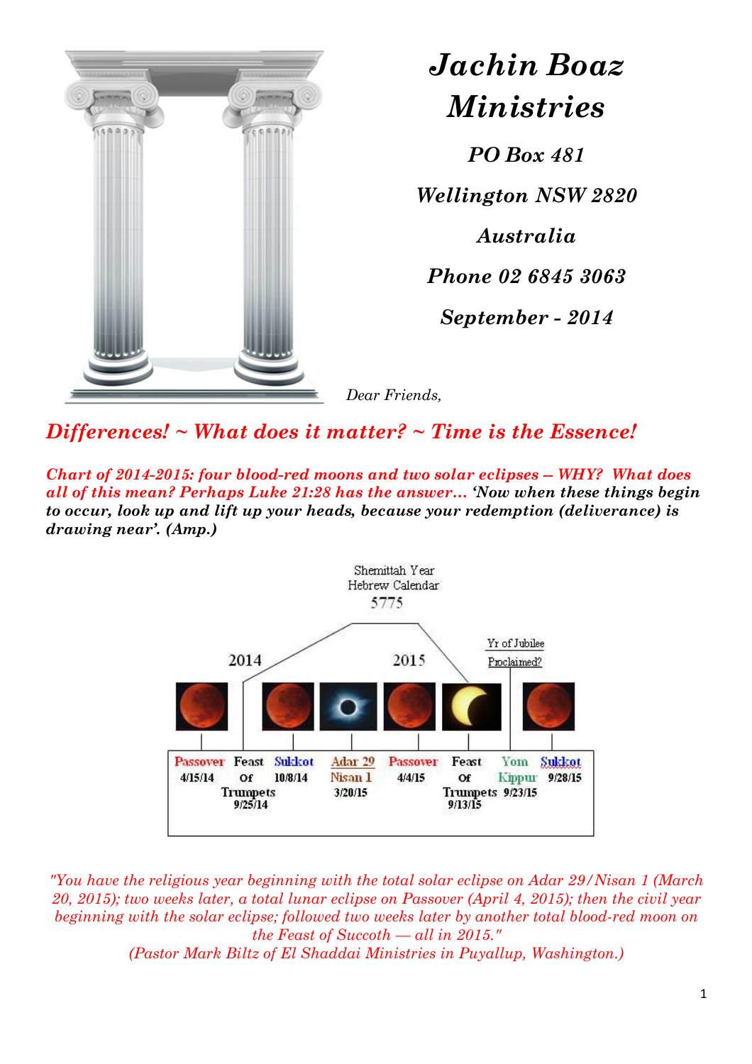# Jachin Boaz Ministries

*PO Box 481*

*Wellington NSW 2820*

*Australia*

*Phone 02 6845 3063*

*September - 2014*

*Dear Friends,*

## *Differences! ~ What does it matter? ~ Time is the Essence!*

***Chart of 2014-2015: four blood-red moons and two solar eclipses -- WHY? What does all of this mean? Perhaps Luke 21:28 has the answer… 'Now when these things begin to occur, look up and lift up your heads, because your redemption (deliverance) is drawing near'. (Amp.)***

Shemittah Year
Hebrew Calendar
5775

2014 | 2015

Yr of Jubilee Proclaimed?

| Passover 4/15/14 | Feast Of Trumpets 9/25/14 | Sukkot 10/8/14 | Adar 29 Nisan 1 3/20/15 | Passover 4/4/15 | Feast Of Trumpets 9/13/15 | Yom Kippur 9/23/15 | Sukkot 9/28/15 |
|---|---|---|---|---|---|---|---|

*"You have the religious year beginning with the total solar eclipse on Adar 29/Nisan 1 (March 20, 2015); two weeks later, a total lunar eclipse on Passover (April 4, 2015); then the civil year beginning with the solar eclipse; followed two weeks later by another total blood-red moon on the Feast of Succoth — all in 2015."*
*(Pastor Mark Biltz of El Shaddai Ministries in Puyallup, Washington.)*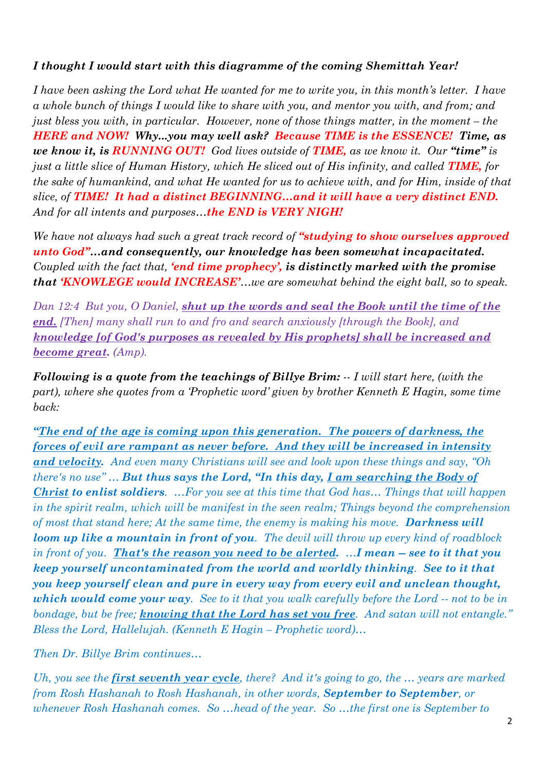***I thought I would start with this diagramme of the coming Shemittah Year!***

*I have been asking the Lord what He wanted for me to write you, in this month's letter. I have a whole bunch of things I would like to share with you, and mentor you with, and from; and just bless you with, in particular. However, none of those things matter, in the moment – the* ***HERE and NOW!*** ***Why...you may well ask?*** ***Because TIME is the ESSENCE!*** ***Time, as we know it, is RUNNING OUT!*** *God lives outside of* ***TIME,*** *as we know it. Our* ***"time"*** *is just a little slice of Human History, which He sliced out of His infinity, and called* ***TIME,*** *for the sake of humankind, and what He wanted for us to achieve with, and for Him, inside of that slice, of* ***TIME!*** ***It had a distinct BEGINNING…and it will have a very distinct END.*** *And for all intents and purposes…****the END is VERY NIGH!***

*We have not always had such a great track record of* ***"studying to show ourselves approved unto God"…and consequently, our knowledge has been somewhat incapacitated.*** *Coupled with the fact that,* ***'end time prophecy', is distinctly marked with the promise that 'KNOWLEGE would INCREASE'****…we are somewhat behind the eight ball, so to speak.*

*Dan 12:4 But you, O Daniel, **<u>shut up the words and seal the Book until the time of the end.</u>** [Then] many shall run to and fro and search anxiously [through the Book], and **<u>knowledge [of God's purposes as revealed by His prophets] shall be increased and become great</u>**. (Amp).*

***Following is a quote from the teachings of Billye Brim:*** *-- I will start here, (with the part), where she quotes from a 'Prophetic word' given by brother Kenneth E Hagin, some time back:*

*"**<u>The end of the age is coming upon this generation. The powers of darkness, the forces of evil are rampant as never before. And they will be increased in intensity and velocity</u>.** And even many Christians will see and look upon these things and say, "Oh there's no use" … **But thus says the Lord, "In this day, <u>I am searching the Body of Christ</u> to enlist soldiers**. …For you see at this time that God has… Things that will happen in the spirit realm, which will be manifest in the seen realm; Things beyond the comprehension of most that stand here; At the same time, the enemy is making his move. **Darkness will loom up like a mountain in front of you**. The devil will throw up every kind of roadblock in front of you. **<u>That's the reason you need to be alerted</u>. …I mean – see to it that you keep yourself uncontaminated from the world and worldly thinking. See to it that you keep yourself clean and pure in every way from every evil and unclean thought, which would come your way**. See to it that you walk carefully before the Lord -- not to be in bondage, but be free; **<u>knowing that the Lord has set you free</u>**. And satan will not entangle." Bless the Lord, Hallelujah. (Kenneth E Hagin – Prophetic word)…*

*Then Dr. Billye Brim continues…*

*Uh, you see the **<u>first seventh year cycle</u>**, there? And it's going to go, the … years are marked from Rosh Hashanah to Rosh Hashanah, in other words, **September to September**, or whenever Rosh Hashanah comes. So …head of the year. So …the first one is September to*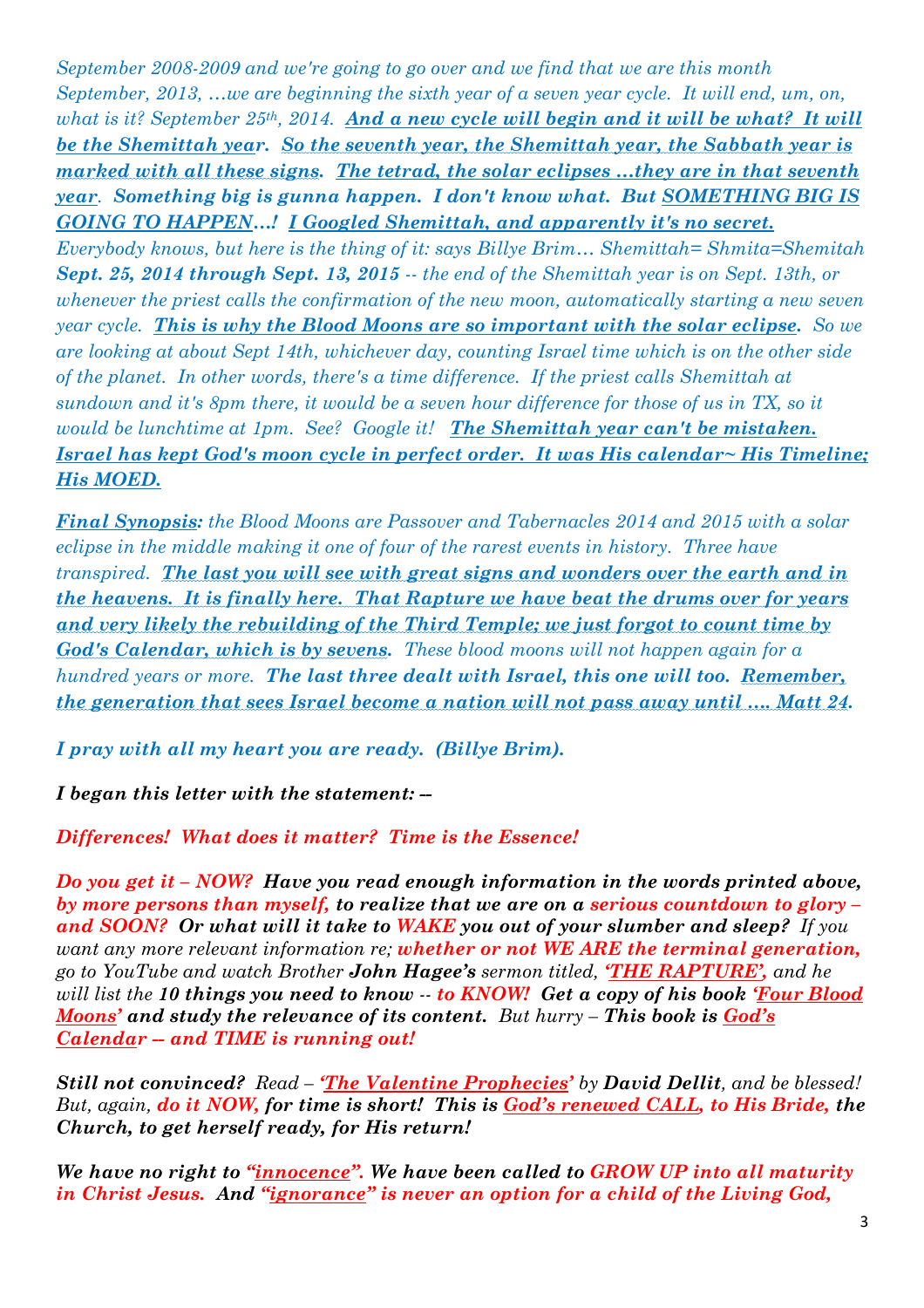*September 2008-2009 and we're going to go over and we find that we are this month September, 2013, …we are beginning the sixth year of a seven year cycle. It will end, um, on, what is it? September 25th, 2014.* ***And a new cycle will begin and it will be what? It will be the Shemittah year. So the seventh year, the Shemittah year, the Sabbath year is marked with all these signs. The tetrad, the solar eclipses …they are in that seventh year. Something big is gunna happen. I don't know what. But SOMETHING BIG IS GOING TO HAPPEN…! I Googled Shemittah, and apparently it's no secret.*** *Everybody knows, but here is the thing of it: says Billye Brim… Shemittah= Shmita=Shemitah* ***Sept. 25, 2014 through Sept. 13, 2015*** *-- the end of the Shemittah year is on Sept. 13th, or whenever the priest calls the confirmation of the new moon, automatically starting a new seven year cycle.* ***This is why the Blood Moons are so important with the solar eclipse.*** *So we are looking at about Sept 14th, whichever day, counting Israel time which is on the other side of the planet. In other words, there's a time difference. If the priest calls Shemittah at sundown and it's 8pm there, it would be a seven hour difference for those of us in TX, so it would be lunchtime at 1pm. See? Google it!* ***The Shemittah year can't be mistaken. Israel has kept God's moon cycle in perfect order. It was His calendar~ His Timeline; His MOED.***

***Final Synopsis:*** *the Blood Moons are Passover and Tabernacles 2014 and 2015 with a solar eclipse in the middle making it one of four of the rarest events in history. Three have transpired.* ***The last you will see with great signs and wonders over the earth and in the heavens. It is finally here. That Rapture we have beat the drums over for years and very likely the rebuilding of the Third Temple; we just forgot to count time by God's Calendar, which is by sevens.*** *These blood moons will not happen again for a hundred years or more.* ***The last three dealt with Israel, this one will too. Remember, the generation that sees Israel become a nation will not pass away until …. Matt 24.***

***I pray with all my heart you are ready. (Billye Brim).***

***I began this letter with the statement: --***

***Differences! What does it matter? Time is the Essence!***

***Do you get it – NOW? Have you read enough information in the words printed above, by more persons than myself, to realize that we are on a serious countdown to glory – and SOON? Or what will it take to WAKE you out of your slumber and sleep?*** *If you want any more relevant information re;* ***whether or not WE ARE the terminal generation,*** *go to YouTube and watch Brother* ***John Hagee's*** *sermon titled,* ***'THE RAPTURE',*** *and he will list the* ***10 things you need to know -- to KNOW! Get a copy of his book 'Four Blood Moons' and study the relevance of its content.*** *But hurry –* ***This book is God's Calendar -- and TIME is running out!***

***Still not convinced?*** *Read –* ***'The Valentine Prophecies'*** *by* ***David Dellit****, and be blessed! But, again,* ***do it NOW, for time is short! This is God's renewed CALL, to His Bride, the Church, to get herself ready, for His return!***

***We have no right to "innocence". We have been called to GROW UP into all maturity in Christ Jesus. And "ignorance" is never an option for a child of the Living God,***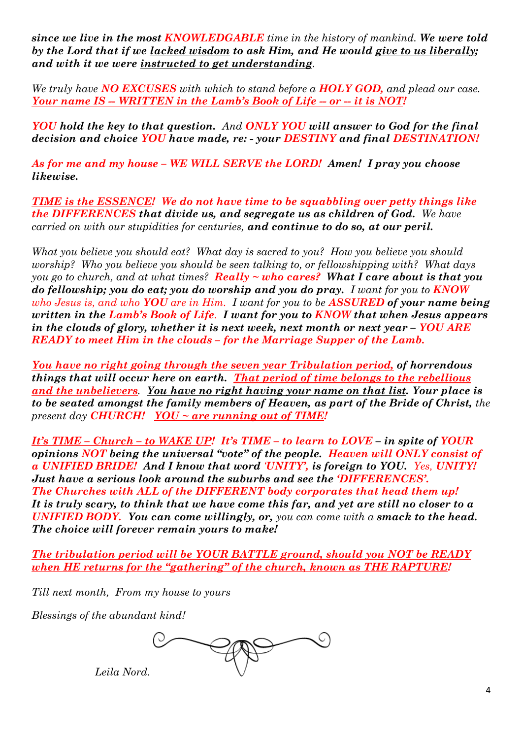***since we live in the most KNOWLEDGABLE time in the history of mankind. We were told by the Lord that if we lacked wisdom to ask Him, and He would give to us liberally; and with it we were instructed to get understanding.***

*We truly have **NO EXCUSES** with which to stand before a **HOLY GOD,** and plead our case.* ***Your name IS -- WRITTEN in the Lamb's Book of Life -- or -- it is NOT!***

***YOU hold the key to that question.*** *And* ***ONLY YOU will answer to God for the final decision and choice YOU have made, re: - your DESTINY and final DESTINATION!***

***As for me and my house – WE WILL SERVE the LORD! Amen! I pray you choose likewise.***

***TIME is the ESSENCE! We do not have time to be squabbling over petty things like the DIFFERENCES that divide us, and segregate us as children of God.*** *We have carried on with our stupidities for centuries,* ***and continue to do so, at our peril.***

*What you believe you should eat? What day is sacred to you? How you believe you should worship? Who you believe you should be seen talking to, or fellowshipping with? What days you go to church, and at what times?* ***Really ~ who cares? What I care about is that you do fellowship; you do eat; you do worship and you do pray.*** *I want for you to **KNOW** who Jesus is, and who **YOU** are in Him. I want for you to be* ***ASSURED of your name being written in the Lamb's Book of Life****.* ***I want for you to KNOW that when Jesus appears in the clouds of glory, whether it is next week, next month or next year – YOU ARE READY to meet Him in the clouds – for the Marriage Supper of the Lamb.***

***You have no right going through the seven year Tribulation period, of horrendous things that will occur here on earth. That period of time belongs to the rebellious and the unbelievers. You have no right having your name on that list. Your place is to be seated amongst the family members of Heaven, as part of the Bride of Christ,*** *the present day* ***CHURCH! YOU ~ are running out of TIME!***

***It's TIME – Church – to WAKE UP! It's TIME – to learn to LOVE – in spite of YOUR opinions NOT being the universal "vote" of the people. Heaven will ONLY consist of a UNIFIED BRIDE! And I know that word 'UNITY', is foreign to YOU.*** *Yes,* ***UNITY!***
***Just have a serious look around the suburbs and see the 'DIFFERENCES'.***
***The Churches with ALL of the DIFFERENT body corporates that head them up!***
***It is truly scary, to think that we have come this far, and yet are still no closer to a UNIFIED BODY. You can come willingly, or,*** *you can come with a* ***smack to the head.***
***The choice will forever remain yours to make!***

***The tribulation period will be YOUR BATTLE ground, should you NOT be READY when HE returns for the "gathering" of the church, known as THE RAPTURE!***

*Till next month, From my house to yours*

*Blessings of the abundant kind!*

*Leila Nord.*